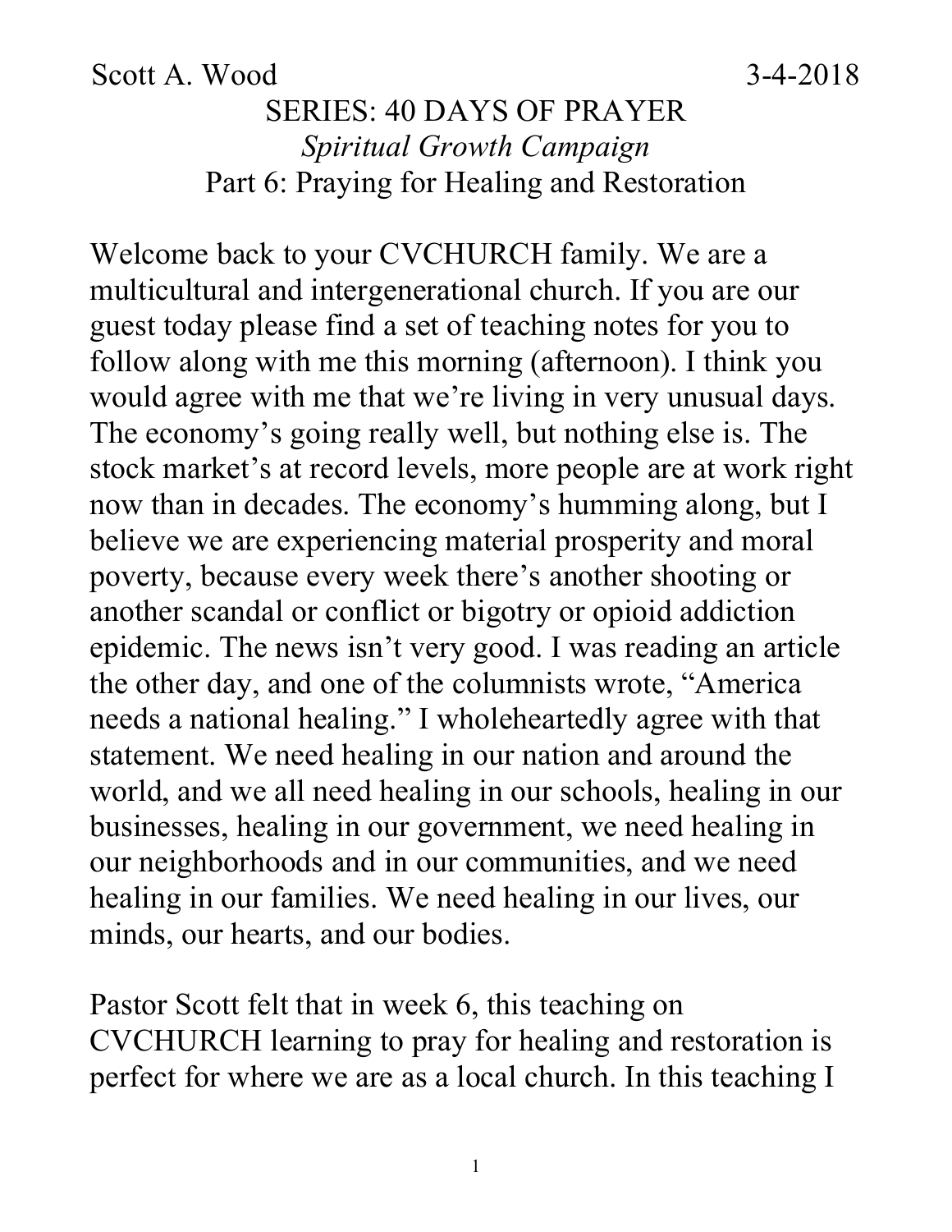Scott A. Wood 3-4-2018

# SERIES: 40 DAYS OF PRAYER

## *Spiritual Growth Campaign*

## Part 6: Praying for Healing and Restoration

Welcome back to your CVCHURCH family. We are a multicultural and intergenerational church. If you are our guest today please find a set of teaching notes for you to follow along with me this morning (afternoon). I think you would agree with me that we're living in very unusual days. The economy's going really well, but nothing else is. The stock market's at record levels, more people are at work right now than in decades. The economy's humming along, but I believe we are experiencing material prosperity and moral poverty, because every week there's another shooting or another scandal or conflict or bigotry or opioid addiction epidemic. The news isn't very good. I was reading an article the other day, and one of the columnists wrote, "America needs a national healing." I wholeheartedly agree with that statement. We need healing in our nation and around the world, and we all need healing in our schools, healing in our businesses, healing in our government, we need healing in our neighborhoods and in our communities, and we need healing in our families. We need healing in our lives, our minds, our hearts, and our bodies.

Pastor Scott felt that in week 6, this teaching on CVCHURCH learning to pray for healing and restoration is perfect for where we are as a local church. In this teaching I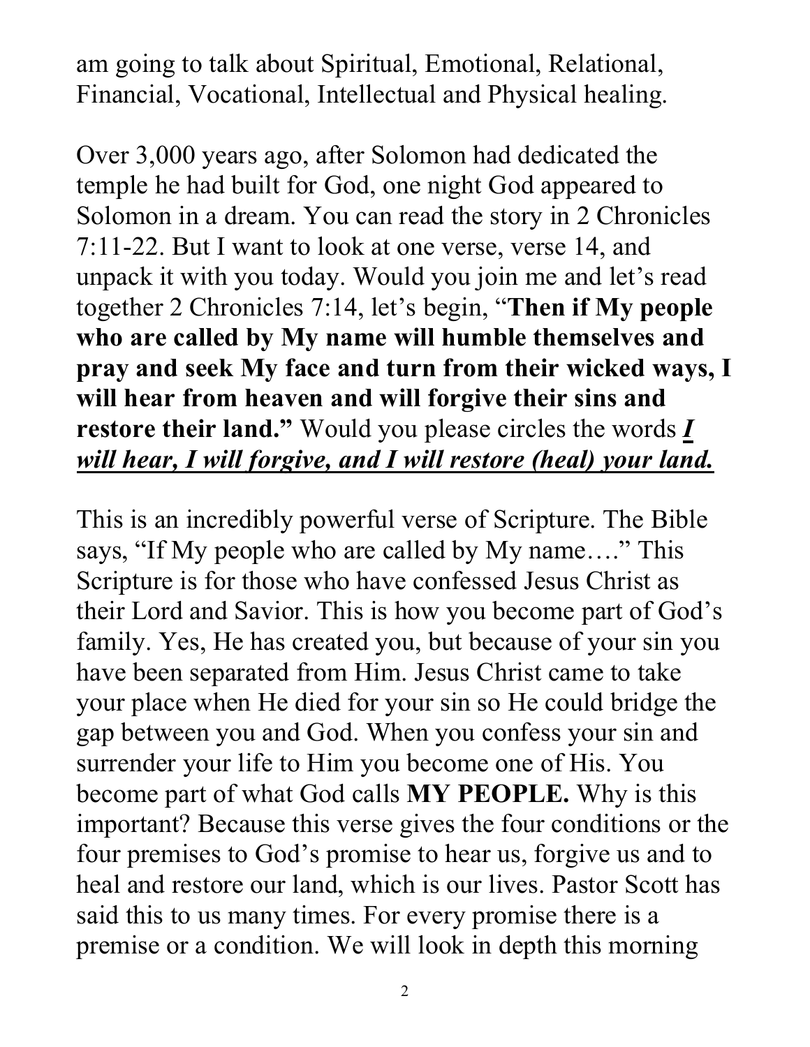am going to talk about Spiritual, Emotional, Relational, Financial, Vocational, Intellectual and Physical healing.

Over 3,000 years ago, after Solomon had dedicated the temple he had built for God, one night God appeared to Solomon in a dream. You can read the story in 2 Chronicles 7:11-22. But I want to look at one verse, verse 14, and unpack it with you today. Would you join me and let's read together 2 Chronicles 7:14, let's begin, "**Then if My people who are called by My name will humble themselves and pray and seek My face and turn from their wicked ways, I will hear from heaven and will forgive their sins and restore their land.**" Would you please circles the words ***<u>I will hear, I will forgive, and I will restore (heal) your land.</u>***

This is an incredibly powerful verse of Scripture. The Bible says, "If My people who are called by My name…." This Scripture is for those who have confessed Jesus Christ as their Lord and Savior. This is how you become part of God's family. Yes, He has created you, but because of your sin you have been separated from Him. Jesus Christ came to take your place when He died for your sin so He could bridge the gap between you and God. When you confess your sin and surrender your life to Him you become one of His. You become part of what God calls **MY PEOPLE.** Why is this important? Because this verse gives the four conditions or the four premises to God's promise to hear us, forgive us and to heal and restore our land, which is our lives. Pastor Scott has said this to us many times. For every promise there is a premise or a condition. We will look in depth this morning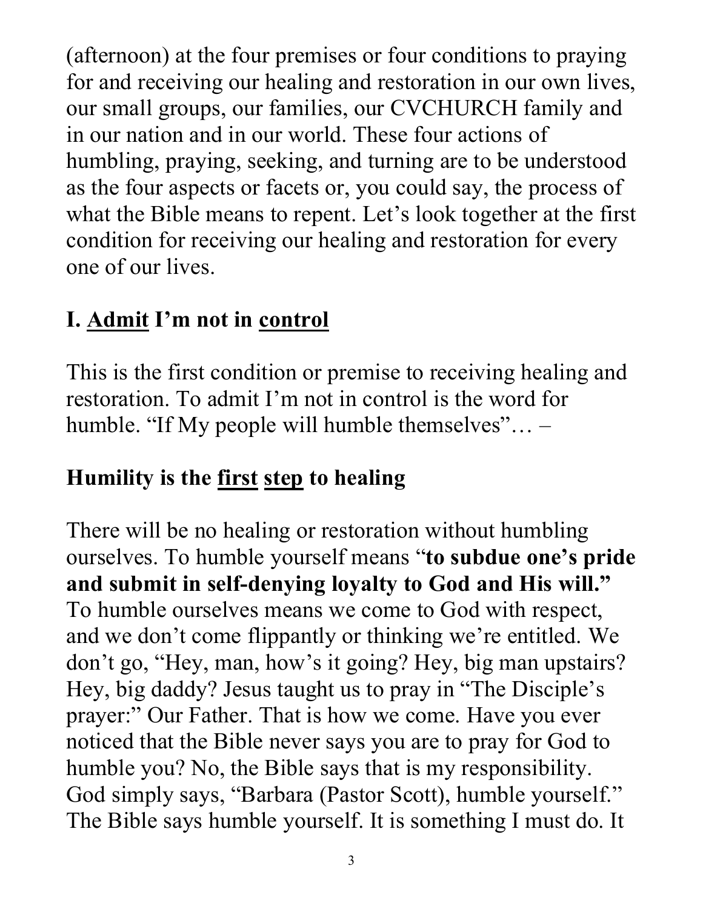(afternoon) at the four premises or four conditions to praying for and receiving our healing and restoration in our own lives, our small groups, our families, our CVCHURCH family and in our nation and in our world. These four actions of humbling, praying, seeking, and turning are to be understood as the four aspects or facets or, you could say, the process of what the Bible means to repent. Let's look together at the first condition for receiving our healing and restoration for every one of our lives.

## I. <u>Admit</u> I'm not in <u>control</u>

This is the first condition or premise to receiving healing and restoration. To admit I'm not in control is the word for humble. "If My people will humble themselves"… –

### Humility is the <u>first</u> <u>step</u> to healing

There will be no healing or restoration without humbling ourselves. To humble yourself means "**to subdue one's pride and submit in self-denying loyalty to God and His will.**" To humble ourselves means we come to God with respect, and we don't come flippantly or thinking we're entitled. We don't go, "Hey, man, how's it going? Hey, big man upstairs? Hey, big daddy? Jesus taught us to pray in "The Disciple's prayer:" Our Father. That is how we come. Have you ever noticed that the Bible never says you are to pray for God to humble you? No, the Bible says that is my responsibility. God simply says, "Barbara (Pastor Scott), humble yourself." The Bible says humble yourself. It is something I must do. It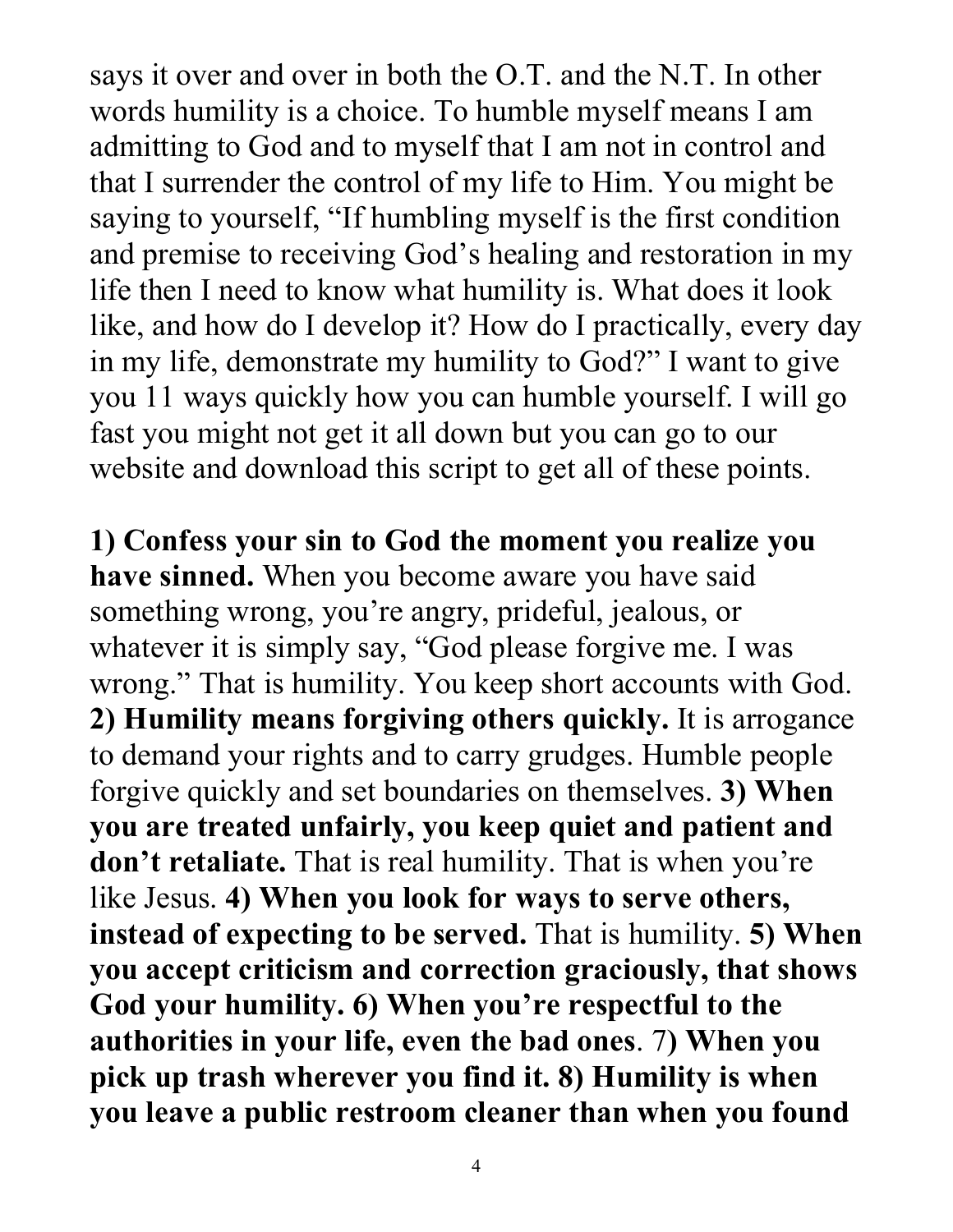says it over and over in both the O.T. and the N.T. In other words humility is a choice. To humble myself means I am admitting to God and to myself that I am not in control and that I surrender the control of my life to Him. You might be saying to yourself, "If humbling myself is the first condition and premise to receiving God's healing and restoration in my life then I need to know what humility is. What does it look like, and how do I develop it? How do I practically, every day in my life, demonstrate my humility to God?" I want to give you 11 ways quickly how you can humble yourself. I will go fast you might not get it all down but you can go to our website and download this script to get all of these points.

**1) Confess your sin to God the moment you realize you have sinned.** When you become aware you have said something wrong, you're angry, prideful, jealous, or whatever it is simply say, "God please forgive me. I was wrong." That is humility. You keep short accounts with God. **2) Humility means forgiving others quickly.** It is arrogance to demand your rights and to carry grudges. Humble people forgive quickly and set boundaries on themselves. **3) When you are treated unfairly, you keep quiet and patient and don't retaliate.** That is real humility. That is when you're like Jesus. **4) When you look for ways to serve others, instead of expecting to be served.** That is humility. **5) When you accept criticism and correction graciously, that shows God your humility. 6) When you're respectful to the authorities in your life, even the bad ones**. 7**) When you pick up trash wherever you find it. 8) Humility is when you leave a public restroom cleaner than when you found**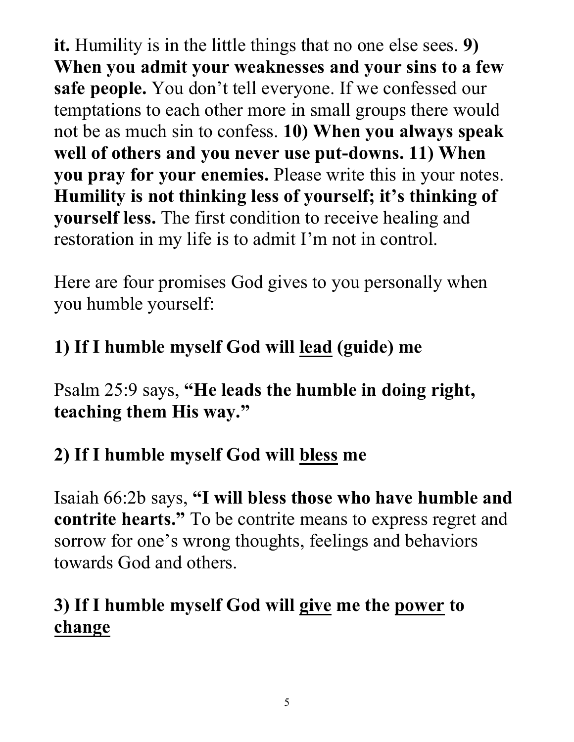**it.** Humility is in the little things that no one else sees. **9) When you admit your weaknesses and your sins to a few safe people.** You don't tell everyone. If we confessed our temptations to each other more in small groups there would not be as much sin to confess. **10) When you always speak well of others and you never use put-downs. 11) When you pray for your enemies.** Please write this in your notes. **Humility is not thinking less of yourself; it's thinking of yourself less.** The first condition to receive healing and restoration in my life is to admit I'm not in control.

Here are four promises God gives to you personally when you humble yourself:

**1) If I humble myself God will <u>lead</u> (guide) me**

Psalm 25:9 says, **"He leads the humble in doing right, teaching them His way."**

**2) If I humble myself God will <u>bless</u> me**

Isaiah 66:2b says, **"I will bless those who have humble and contrite hearts."** To be contrite means to express regret and sorrow for one's wrong thoughts, feelings and behaviors towards God and others.

**3) If I humble myself God will <u>give</u> me the <u>power</u> to <u>change</u>**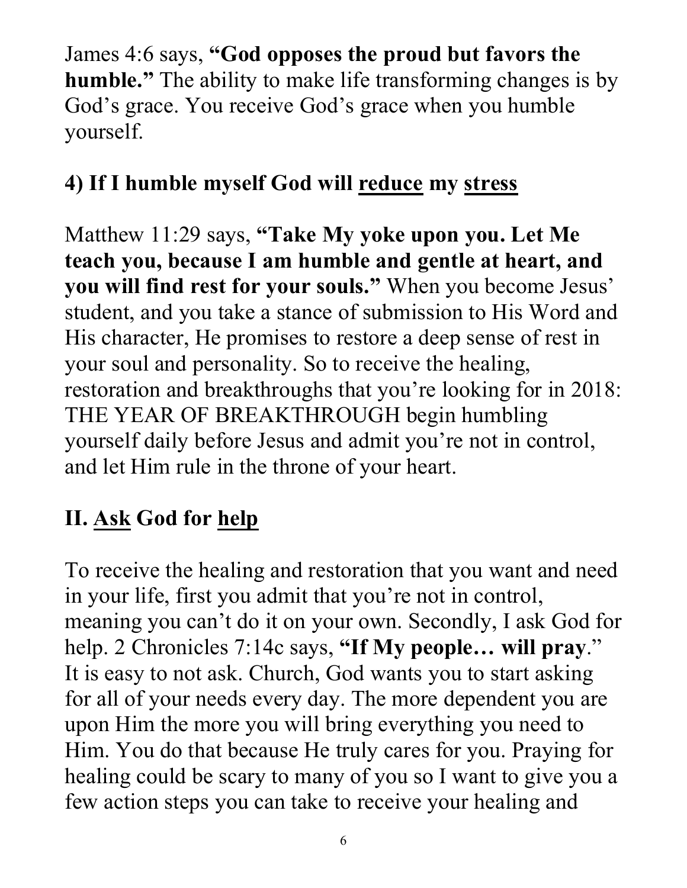James 4:6 says, **"God opposes the proud but favors the humble."** The ability to make life transforming changes is by God's grace. You receive God's grace when you humble yourself.

### 4) If I humble myself God will <u>reduce</u> my <u>stress</u>

Matthew 11:29 says, **"Take My yoke upon you. Let Me teach you, because I am humble and gentle at heart, and you will find rest for your souls."** When you become Jesus' student, and you take a stance of submission to His Word and His character, He promises to restore a deep sense of rest in your soul and personality. So to receive the healing, restoration and breakthroughs that you're looking for in 2018: THE YEAR OF BREAKTHROUGH begin humbling yourself daily before Jesus and admit you're not in control, and let Him rule in the throne of your heart.

## II. <u>Ask</u> God for <u>help</u>

To receive the healing and restoration that you want and need in your life, first you admit that you're not in control, meaning you can't do it on your own. Secondly, I ask God for help. 2 Chronicles 7:14c says, **"If My people… will pray**." It is easy to not ask. Church, God wants you to start asking for all of your needs every day. The more dependent you are upon Him the more you will bring everything you need to Him. You do that because He truly cares for you. Praying for healing could be scary to many of you so I want to give you a few action steps you can take to receive your healing and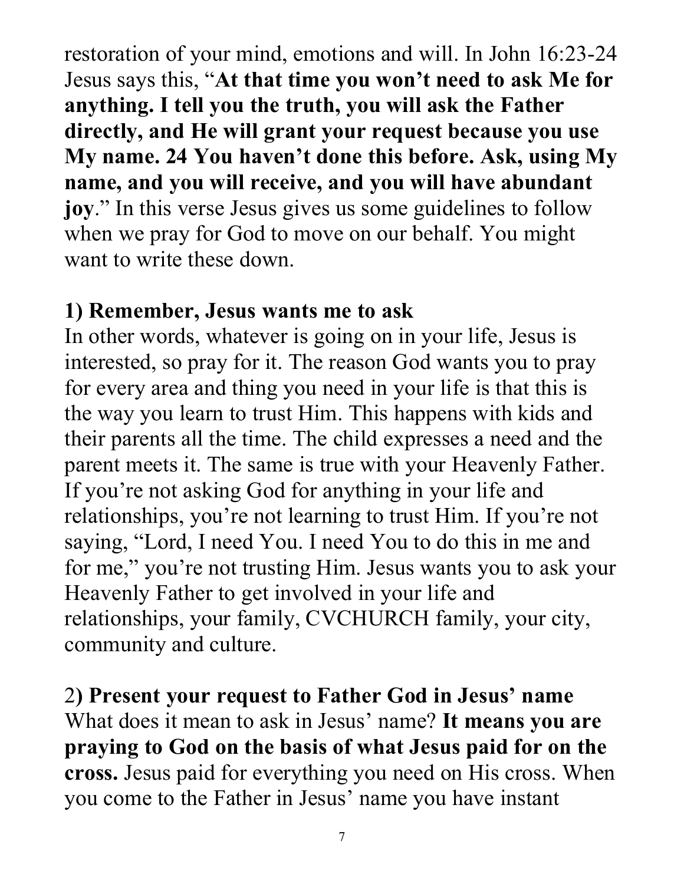restoration of your mind, emotions and will. In John 16:23-24 Jesus says this, "**At that time you won't need to ask Me for anything. I tell you the truth, you will ask the Father directly, and He will grant your request because you use My name. 24 You haven't done this before. Ask, using My name, and you will receive, and you will have abundant joy**." In this verse Jesus gives us some guidelines to follow when we pray for God to move on our behalf. You might want to write these down.

**1) Remember, Jesus wants me to ask**
In other words, whatever is going on in your life, Jesus is interested, so pray for it. The reason God wants you to pray for every area and thing you need in your life is that this is the way you learn to trust Him. This happens with kids and their parents all the time. The child expresses a need and the parent meets it. The same is true with your Heavenly Father. If you're not asking God for anything in your life and relationships, you're not learning to trust Him. If you're not saying, "Lord, I need You. I need You to do this in me and for me," you're not trusting Him. Jesus wants you to ask your Heavenly Father to get involved in your life and relationships, your family, CVCHURCH family, your city, community and culture.

2**) Present your request to Father God in Jesus' name**
What does it mean to ask in Jesus' name? **It means you are praying to God on the basis of what Jesus paid for on the cross.** Jesus paid for everything you need on His cross. When you come to the Father in Jesus' name you have instant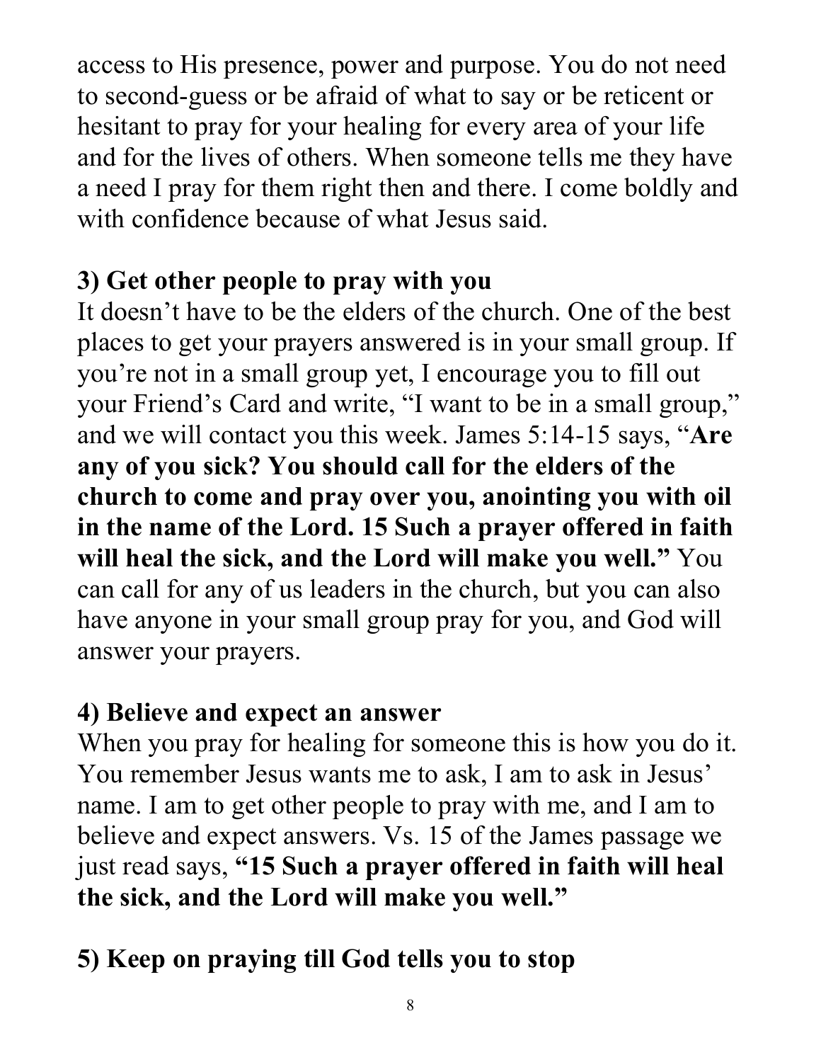access to His presence, power and purpose. You do not need to second-guess or be afraid of what to say or be reticent or hesitant to pray for your healing for every area of your life and for the lives of others. When someone tells me they have a need I pray for them right then and there. I come boldly and with confidence because of what Jesus said.

**3) Get other people to pray with you**

It doesn't have to be the elders of the church. One of the best places to get your prayers answered is in your small group. If you're not in a small group yet, I encourage you to fill out your Friend's Card and write, "I want to be in a small group," and we will contact you this week. James 5:14-15 says, "**Are any of you sick? You should call for the elders of the church to come and pray over you, anointing you with oil in the name of the Lord. 15 Such a prayer offered in faith will heal the sick, and the Lord will make you well."** You can call for any of us leaders in the church, but you can also have anyone in your small group pray for you, and God will answer your prayers.

**4) Believe and expect an answer**

When you pray for healing for someone this is how you do it. You remember Jesus wants me to ask, I am to ask in Jesus' name. I am to get other people to pray with me, and I am to believe and expect answers. Vs. 15 of the James passage we just read says, **"15 Such a prayer offered in faith will heal the sick, and the Lord will make you well."**

**5) Keep on praying till God tells you to stop**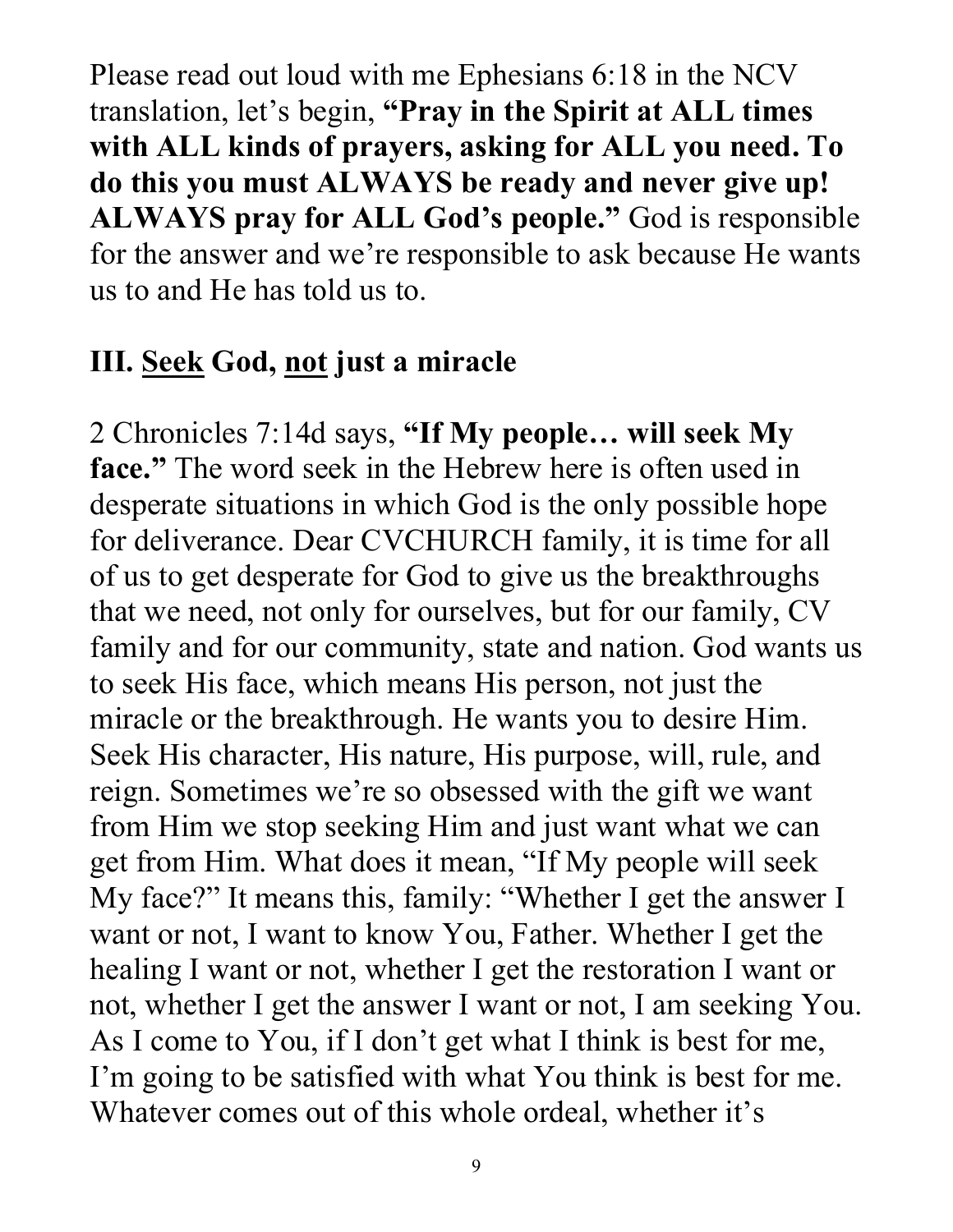Please read out loud with me Ephesians 6:18 in the NCV translation, let's begin, **"Pray in the Spirit at ALL times with ALL kinds of prayers, asking for ALL you need. To do this you must ALWAYS be ready and never give up! ALWAYS pray for ALL God's people."** God is responsible for the answer and we're responsible to ask because He wants us to and He has told us to.

## III. <u>Seek</u> God, <u>not</u> just a miracle

2 Chronicles 7:14d says, **"If My people… will seek My face."** The word seek in the Hebrew here is often used in desperate situations in which God is the only possible hope for deliverance. Dear CVCHURCH family, it is time for all of us to get desperate for God to give us the breakthroughs that we need, not only for ourselves, but for our family, CV family and for our community, state and nation. God wants us to seek His face, which means His person, not just the miracle or the breakthrough. He wants you to desire Him. Seek His character, His nature, His purpose, will, rule, and reign. Sometimes we're so obsessed with the gift we want from Him we stop seeking Him and just want what we can get from Him. What does it mean, "If My people will seek My face?" It means this, family: "Whether I get the answer I want or not, I want to know You, Father. Whether I get the healing I want or not, whether I get the restoration I want or not, whether I get the answer I want or not, I am seeking You. As I come to You, if I don't get what I think is best for me, I'm going to be satisfied with what You think is best for me. Whatever comes out of this whole ordeal, whether it's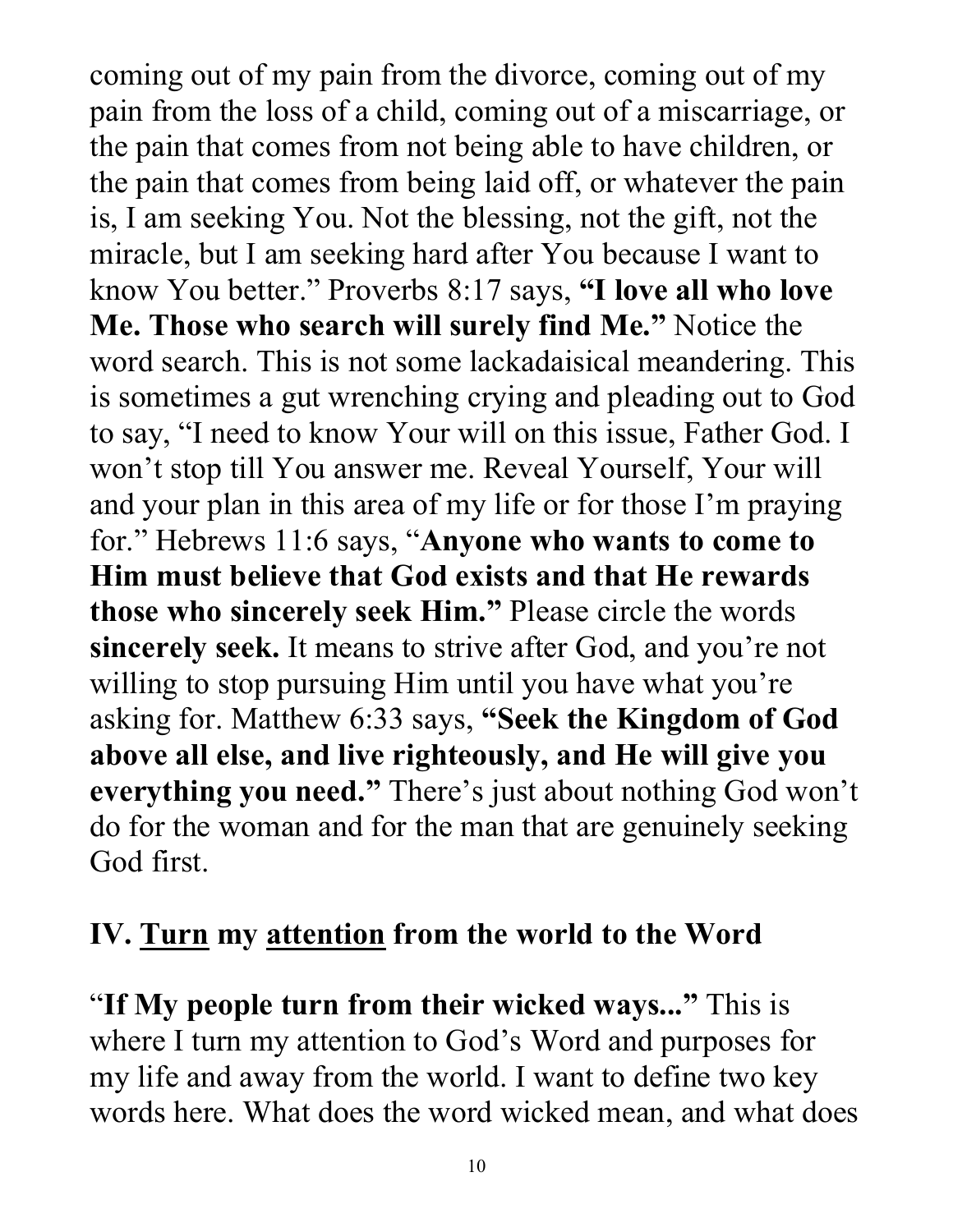coming out of my pain from the divorce, coming out of my pain from the loss of a child, coming out of a miscarriage, or the pain that comes from not being able to have children, or the pain that comes from being laid off, or whatever the pain is, I am seeking You. Not the blessing, not the gift, not the miracle, but I am seeking hard after You because I want to know You better." Proverbs 8:17 says, **"I love all who love Me. Those who search will surely find Me."** Notice the word search. This is not some lackadaisical meandering. This is sometimes a gut wrenching crying and pleading out to God to say, "I need to know Your will on this issue, Father God. I won't stop till You answer me. Reveal Yourself, Your will and your plan in this area of my life or for those I'm praying for." Hebrews 11:6 says, "**Anyone who wants to come to Him must believe that God exists and that He rewards those who sincerely seek Him."** Please circle the words **sincerely seek.** It means to strive after God, and you're not willing to stop pursuing Him until you have what you're asking for. Matthew 6:33 says, **"Seek the Kingdom of God above all else, and live righteously, and He will give you everything you need."** There's just about nothing God won't do for the woman and for the man that are genuinely seeking God first.

## IV. <u>Turn</u> my <u>attention</u> from the world to the Word

"**If My people turn from their wicked ways..."** This is where I turn my attention to God's Word and purposes for my life and away from the world. I want to define two key words here. What does the word wicked mean, and what does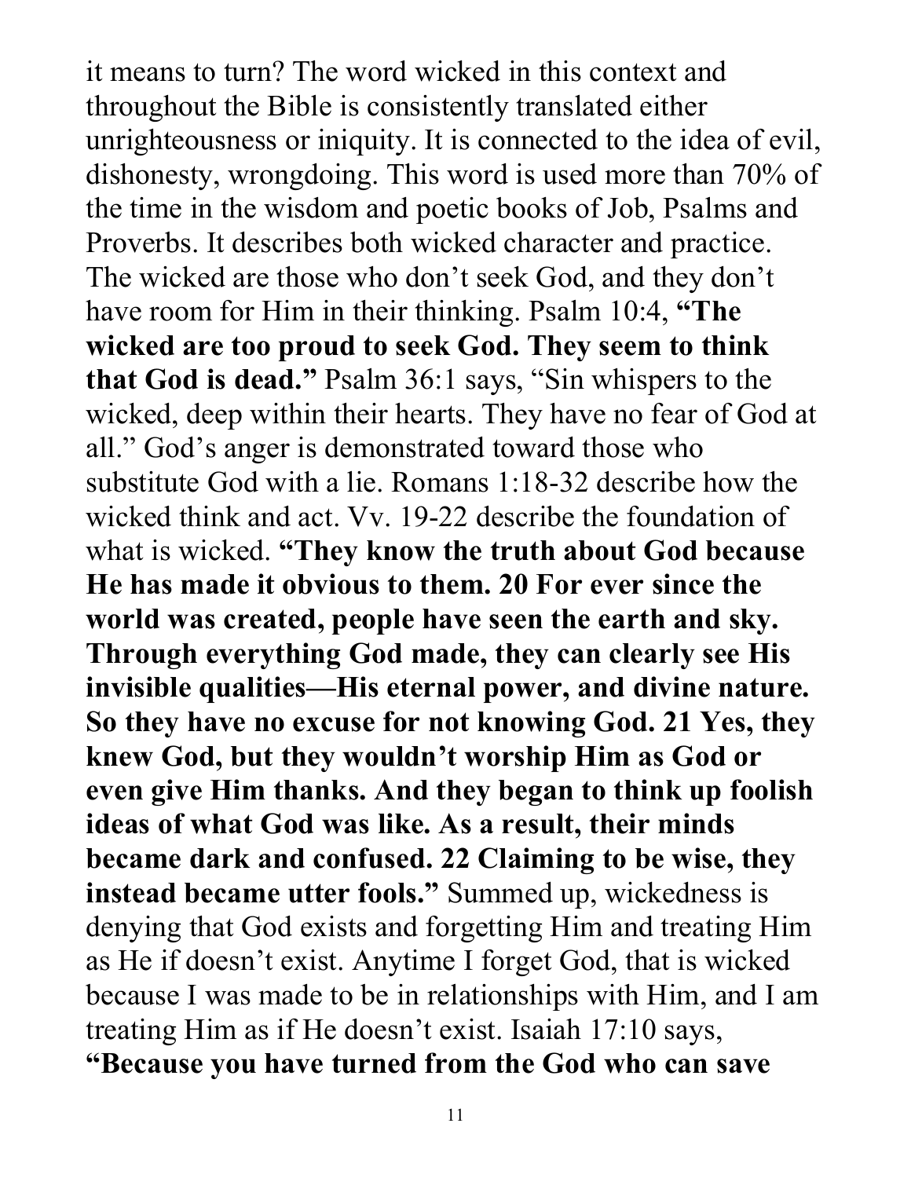it means to turn? The word wicked in this context and throughout the Bible is consistently translated either unrighteousness or iniquity. It is connected to the idea of evil, dishonesty, wrongdoing. This word is used more than 70% of the time in the wisdom and poetic books of Job, Psalms and Proverbs. It describes both wicked character and practice. The wicked are those who don't seek God, and they don't have room for Him in their thinking. Psalm 10:4, **"The wicked are too proud to seek God. They seem to think that God is dead."** Psalm 36:1 says, "Sin whispers to the wicked, deep within their hearts. They have no fear of God at all." God's anger is demonstrated toward those who substitute God with a lie. Romans 1:18-32 describe how the wicked think and act. Vv. 19-22 describe the foundation of what is wicked. **"They know the truth about God because He has made it obvious to them. 20 For ever since the world was created, people have seen the earth and sky. Through everything God made, they can clearly see His invisible qualities—His eternal power, and divine nature. So they have no excuse for not knowing God. 21 Yes, they knew God, but they wouldn't worship Him as God or even give Him thanks. And they began to think up foolish ideas of what God was like. As a result, their minds became dark and confused. 22 Claiming to be wise, they instead became utter fools."** Summed up, wickedness is denying that God exists and forgetting Him and treating Him as He if doesn't exist. Anytime I forget God, that is wicked because I was made to be in relationships with Him, and I am treating Him as if He doesn't exist. Isaiah 17:10 says, **"Because you have turned from the God who can save**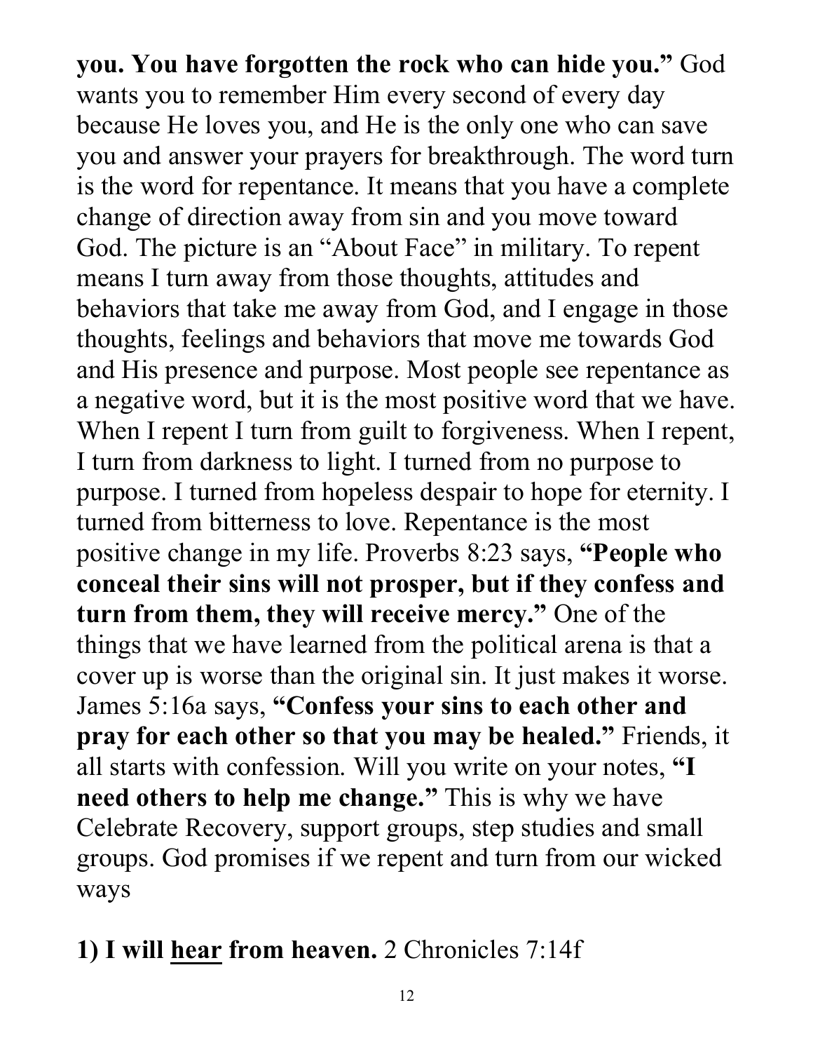**you. You have forgotten the rock who can hide you."** God wants you to remember Him every second of every day because He loves you, and He is the only one who can save you and answer your prayers for breakthrough. The word turn is the word for repentance. It means that you have a complete change of direction away from sin and you move toward God. The picture is an "About Face" in military. To repent means I turn away from those thoughts, attitudes and behaviors that take me away from God, and I engage in those thoughts, feelings and behaviors that move me towards God and His presence and purpose. Most people see repentance as a negative word, but it is the most positive word that we have. When I repent I turn from guilt to forgiveness. When I repent, I turn from darkness to light. I turned from no purpose to purpose. I turned from hopeless despair to hope for eternity. I turned from bitterness to love. Repentance is the most positive change in my life. Proverbs 8:23 says, **"People who conceal their sins will not prosper, but if they confess and turn from them, they will receive mercy."** One of the things that we have learned from the political arena is that a cover up is worse than the original sin. It just makes it worse. James 5:16a says, **"Confess your sins to each other and pray for each other so that you may be healed."** Friends, it all starts with confession. Will you write on your notes, **"I need others to help me change."** This is why we have Celebrate Recovery, support groups, step studies and small groups. God promises if we repent and turn from our wicked ways

**1) I will <u>hear</u> from heaven.** 2 Chronicles 7:14f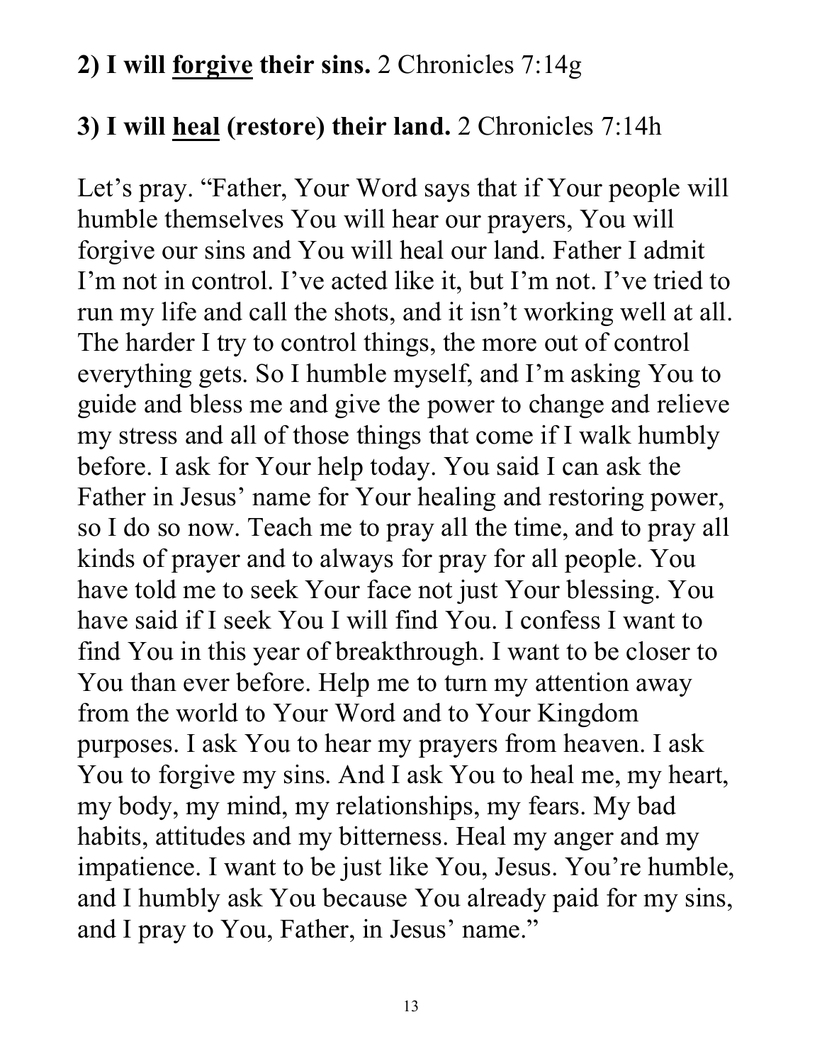**2) I will <u>forgive</u> their sins.** 2 Chronicles 7:14g

**3) I will <u>heal</u> (restore) their land.** 2 Chronicles 7:14h

Let's pray. "Father, Your Word says that if Your people will humble themselves You will hear our prayers, You will forgive our sins and You will heal our land. Father I admit I'm not in control. I've acted like it, but I'm not. I've tried to run my life and call the shots, and it isn't working well at all. The harder I try to control things, the more out of control everything gets. So I humble myself, and I'm asking You to guide and bless me and give the power to change and relieve my stress and all of those things that come if I walk humbly before. I ask for Your help today. You said I can ask the Father in Jesus' name for Your healing and restoring power, so I do so now. Teach me to pray all the time, and to pray all kinds of prayer and to always for pray for all people. You have told me to seek Your face not just Your blessing. You have said if I seek You I will find You. I confess I want to find You in this year of breakthrough. I want to be closer to You than ever before. Help me to turn my attention away from the world to Your Word and to Your Kingdom purposes. I ask You to hear my prayers from heaven. I ask You to forgive my sins. And I ask You to heal me, my heart, my body, my mind, my relationships, my fears. My bad habits, attitudes and my bitterness. Heal my anger and my impatience. I want to be just like You, Jesus. You're humble, and I humbly ask You because You already paid for my sins, and I pray to You, Father, in Jesus' name."